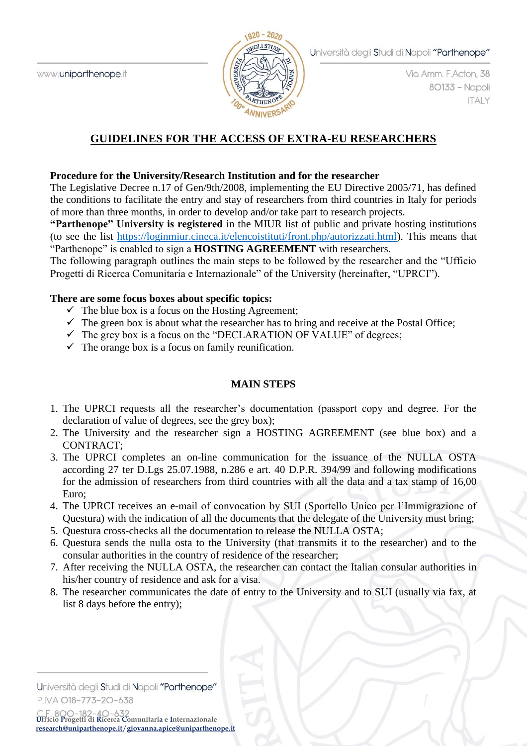# GUIDELINES FOR THE ACCESS OF EXTRA-EU RESEARCHERS

**Procedure for the University/Research Institution and for the researcher**

The Legislative Decree n.17 of Gen/9th/2008, implementing the EU Directive 2005/71, has defined the conditions to facilitate the entry and stay of researchers from third countries in Italy for periods of more than three months, in order to develop and/or take part to research projects.

**"Parthenope" University is registered** in the MIUR list of public and private hosting institutions (to see the list https://loginmiur.cineca.it/elencoistituti/front.php/autorizzati.html). This means that "Parthenope" is enabled to sign a **HOSTING AGREEMENT** with researchers.

The following paragraph outlines the main steps to be followed by the researcher and the "Ufficio Progetti di Ricerca Comunitaria e Internazionale" of the University (hereinafter, "UPRCI").

**There are some focus boxes about specific topics:**

- ✓ The blue box is a focus on the Hosting Agreement;
- ✓ The green box is about what the researcher has to bring and receive at the Postal Office;
- ✓ The grey box is a focus on the "DECLARATION OF VALUE" of degrees;
- ✓ The orange box is a focus on family reunification.

## MAIN STEPS

1. The UPRCI requests all the researcher's documentation (passport copy and degree. For the declaration of value of degrees, see the grey box);
2. The University and the researcher sign a HOSTING AGREEMENT (see blue box) and a CONTRACT;
3. The UPRCI completes an on-line communication for the issuance of the NULLA OSTA according 27 ter D.Lgs 25.07.1988, n.286 e art. 40 D.P.R. 394/99 and following modifications for the admission of researchers from third countries with all the data and a tax stamp of 16,00 Euro;
4. The UPRCI receives an e-mail of convocation by SUI (Sportello Unico per l'Immigrazione of Questura) with the indication of all the documents that the delegate of the University must bring;
5. Questura cross-checks all the documentation to release the NULLA OSTA;
6. Questura sends the nulla osta to the University (that transmits it to the researcher) and to the consular authorities in the country of residence of the researcher;
7. After receiving the NULLA OSTA, the researcher can contact the Italian consular authorities in his/her country of residence and ask for a visa.
8. The researcher communicates the date of entry to the University and to SUI (usually via fax, at list 8 days before the entry);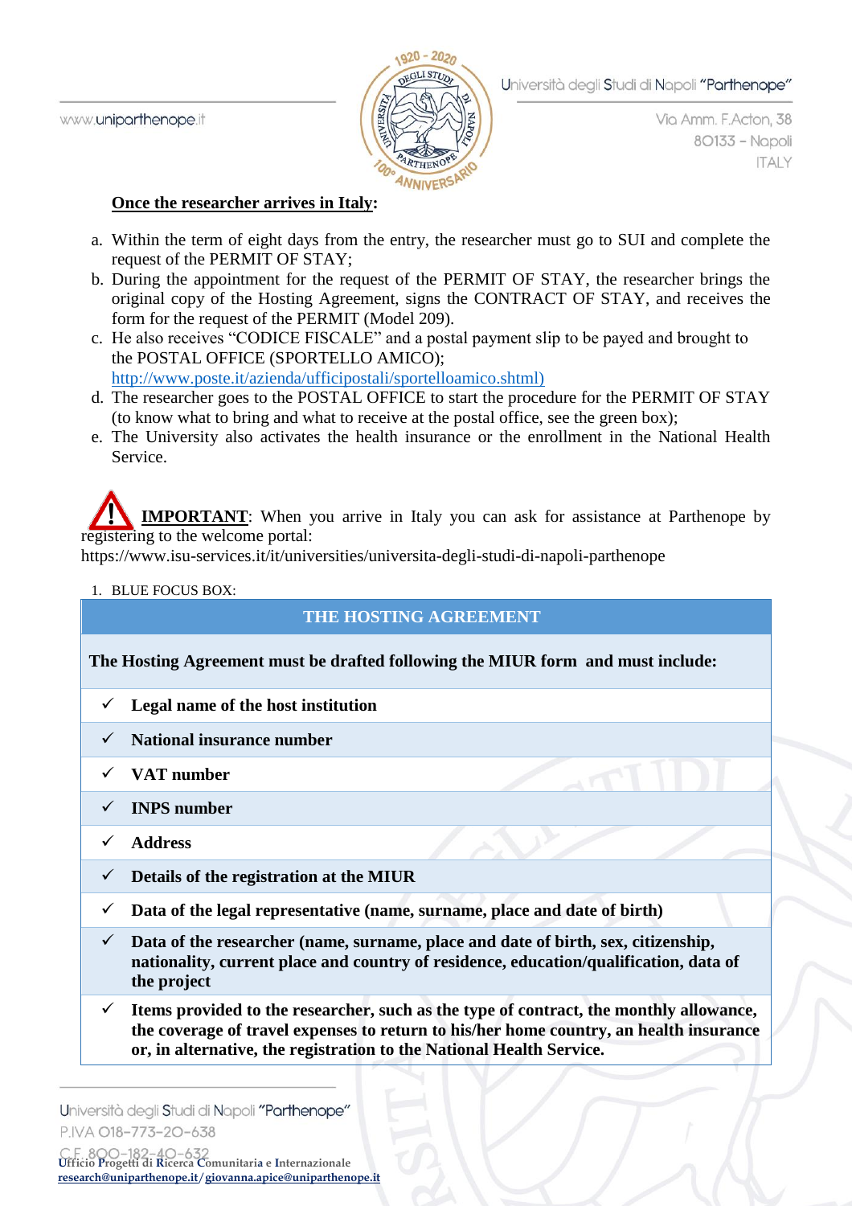**Once the researcher arrives in Italy:**

a. Within the term of eight days from the entry, the researcher must go to SUI and complete the request of the PERMIT OF STAY;
b. During the appointment for the request of the PERMIT OF STAY, the researcher brings the original copy of the Hosting Agreement, signs the CONTRACT OF STAY, and receives the form for the request of the PERMIT (Model 209).
c. He also receives "CODICE FISCALE" and a postal payment slip to be payed and brought to the POSTAL OFFICE (SPORTELLO AMICO); http://www.poste.it/azienda/ufficipostali/sportelloamico.shtml)
d. The researcher goes to the POSTAL OFFICE to start the procedure for the PERMIT OF STAY (to know what to bring and what to receive at the postal office, see the green box);
e. The University also activates the health insurance or the enrollment in the National Health Service.

**IMPORTANT**: When you arrive in Italy you can ask for assistance at Parthenope by registering to the welcome portal:
https://www.isu-services.it/it/universities/universita-degli-studi-di-napoli-parthenope

1. BLUE FOCUS BOX:

| THE HOSTING AGREEMENT |
|---|
| **The Hosting Agreement must be drafted following the MIUR form and must include:** |
| ✓ **Legal name of the host institution** |
| ✓ **National insurance number** |
| ✓ **VAT number** |
| ✓ **INPS number** |
| ✓ **Address** |
| ✓ **Details of the registration at the MIUR** |
| ✓ **Data of the legal representative (name, surname, place and date of birth)** |
| ✓ **Data of the researcher (name, surname, place and date of birth, sex, citizenship, nationality, current place and country of residence, education/qualification, data of the project** |
| ✓ **Items provided to the researcher, such as the type of contract, the monthly allowance, the coverage of travel expenses to return to his/her home country, an health insurance or, in alternative, the registration to the National Health Service.** |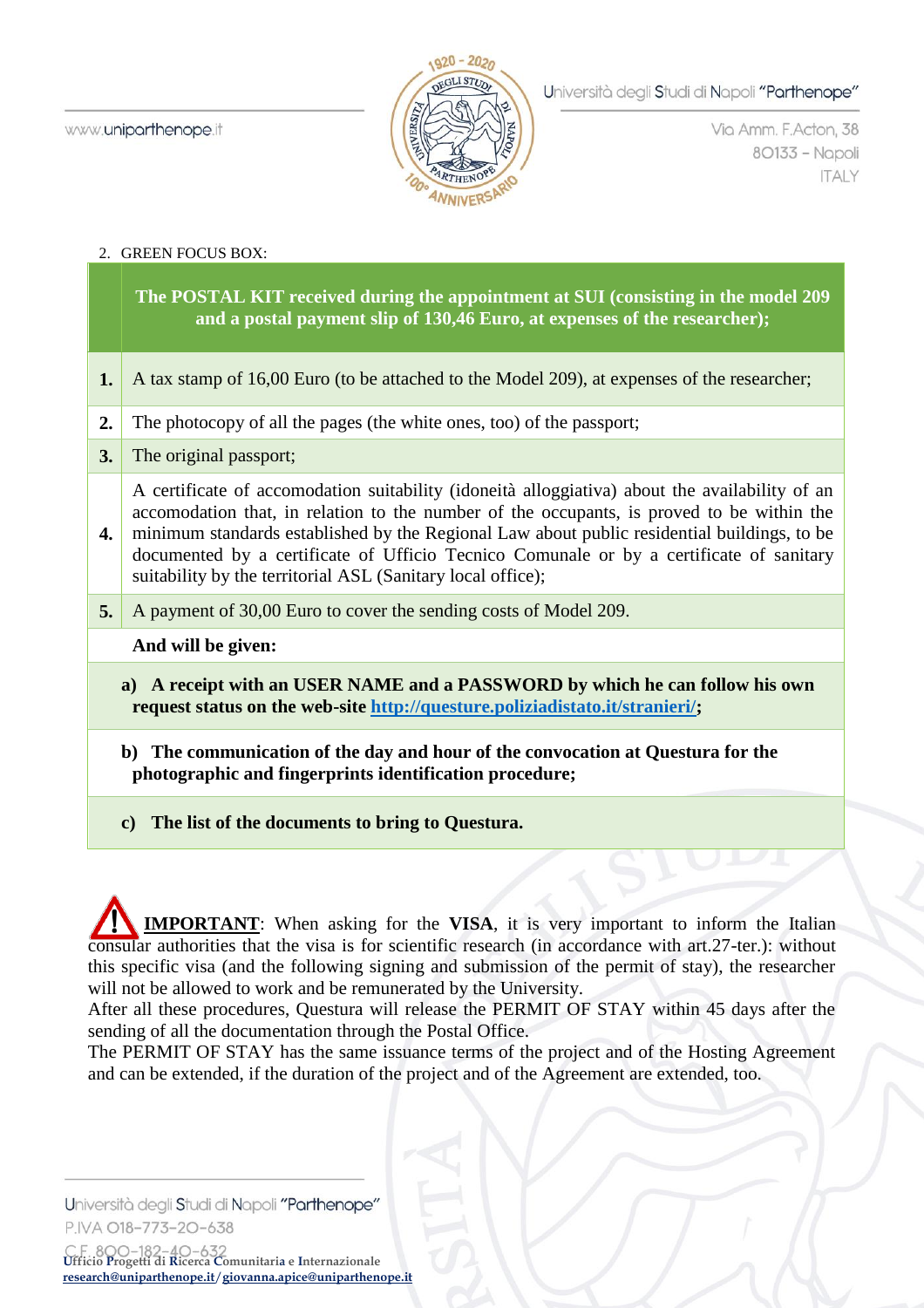2. GREEN FOCUS BOX:

| | **The POSTAL KIT received during the appointment at SUI (consisting in the model 209 and a postal payment slip of 130,46 Euro, at expenses of the researcher);** |
|---|---|
| **1.** | A tax stamp of 16,00 Euro (to be attached to the Model 209), at expenses of the researcher; |
| **2.** | The photocopy of all the pages (the white ones, too) of the passport; |
| **3.** | The original passport; |
| **4.** | A certificate of accomodation suitability (idoneità alloggiativa) about the availability of an accomodation that, in relation to the number of the occupants, is proved to be within the minimum standards established by the Regional Law about public residential buildings, to be documented by a certificate of Ufficio Tecnico Comunale or by a certificate of sanitary suitability by the territorial ASL (Sanitary local office); |
| **5.** | A payment of 30,00 Euro to cover the sending costs of Model 209. |
| | **And will be given:** |
| | **a) A receipt with an USER NAME and a PASSWORD by which he can follow his own request status on the web-site [http://questure.poliziadistato.it/stranieri/](http://questure.poliziadistato.it/stranieri/);** |
| | **b) The communication of the day and hour of the convocation at Questura for the photographic and fingerprints identification procedure;** |
| | **c) The list of the documents to bring to Questura.** |

⚠ **IMPORTANT**: When asking for the **VISA**, it is very important to inform the Italian consular authorities that the visa is for scientific research (in accordance with art.27-ter.): without this specific visa (and the following signing and submission of the permit of stay), the researcher will not be allowed to work and be remunerated by the University.
After all these procedures, Questura will release the PERMIT OF STAY within 45 days after the sending of all the documentation through the Postal Office.
The PERMIT OF STAY has the same issuance terms of the project and of the Hosting Agreement and can be extended, if the duration of the project and of the Agreement are extended, too.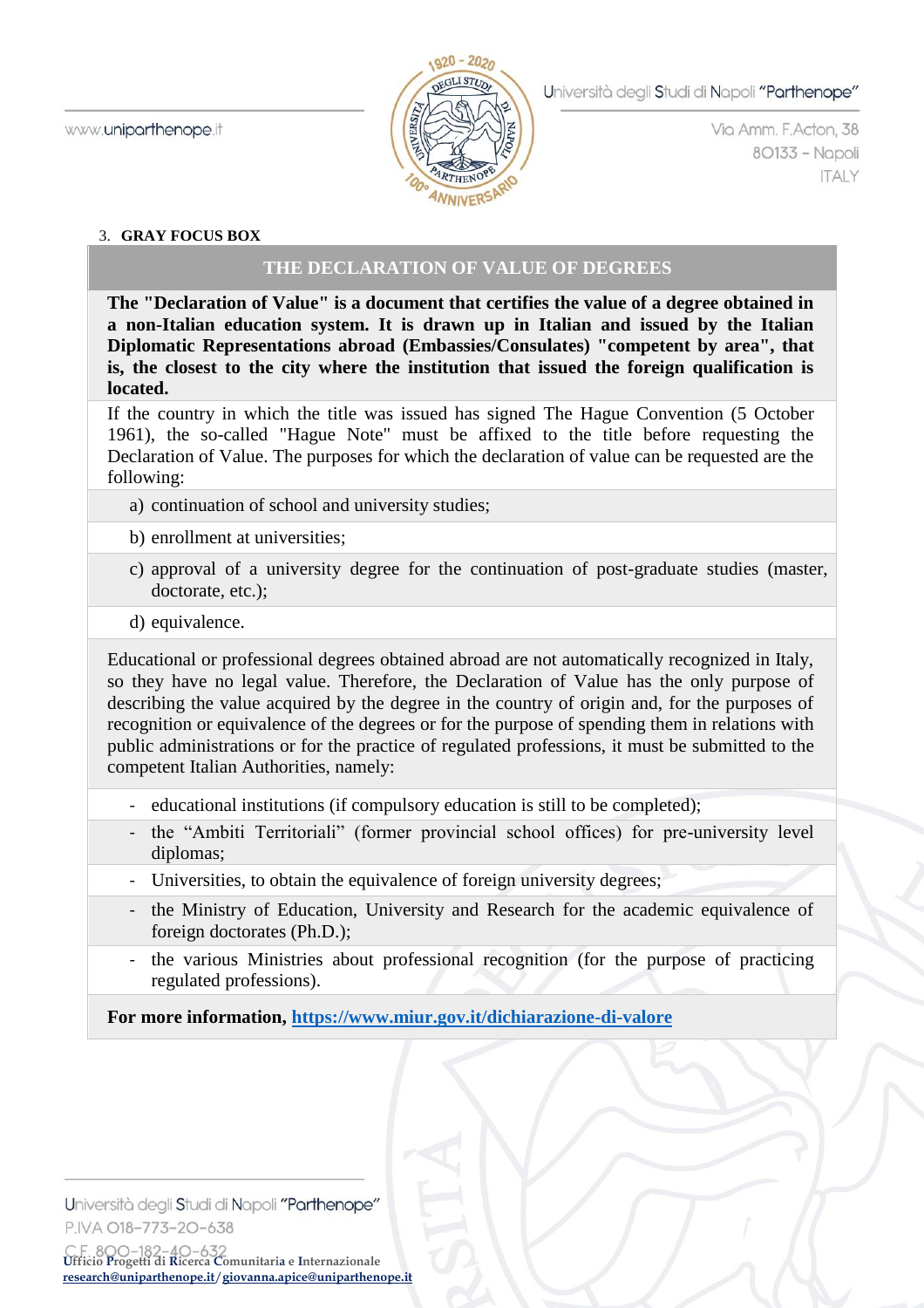3. **GRAY FOCUS BOX**

| THE DECLARATION OF VALUE OF DEGREES |
|---|
| **The "Declaration of Value" is a document that certifies the value of a degree obtained in a non-Italian education system. It is drawn up in Italian and issued by the Italian Diplomatic Representations abroad (Embassies/Consulates) "competent by area", that is, the closest to the city where the institution that issued the foreign qualification is located.** |
| If the country in which the title was issued has signed The Hague Convention (5 October 1961), the so-called "Hague Note" must be affixed to the title before requesting the Declaration of Value. The purposes for which the declaration of value can be requested are the following: |
| a) continuation of school and university studies; |
| b) enrollment at universities; |
| c) approval of a university degree for the continuation of post-graduate studies (master, doctorate, etc.); |
| d) equivalence. |
| Educational or professional degrees obtained abroad are not automatically recognized in Italy, so they have no legal value. Therefore, the Declaration of Value has the only purpose of describing the value acquired by the degree in the country of origin and, for the purposes of recognition or equivalence of the degrees or for the purpose of spending them in relations with public administrations or for the practice of regulated professions, it must be submitted to the competent Italian Authorities, namely: |
| - educational institutions (if compulsory education is still to be completed); |
| - the "Ambiti Territoriali" (former provincial school offices) for pre-university level diplomas; |
| - Universities, to obtain the equivalence of foreign university degrees; |
| - the Ministry of Education, University and Research for the academic equivalence of foreign doctorates (Ph.D.); |
| - the various Ministries about professional recognition (for the purpose of practicing regulated professions). |
| **For more information, [https://www.miur.gov.it/dichiarazione-di-valore](https://www.miur.gov.it/dichiarazione-di-valore)** |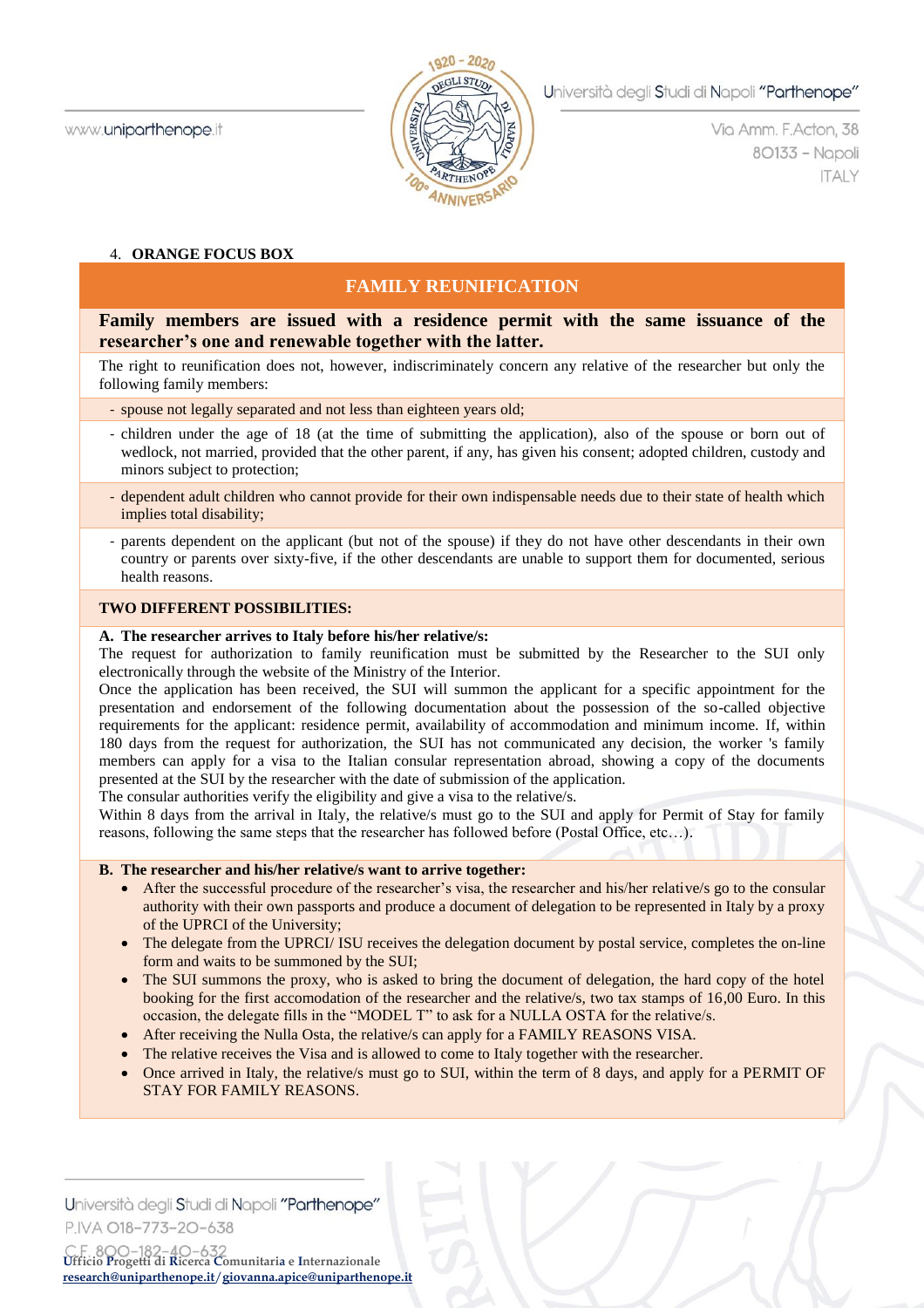4. **ORANGE FOCUS BOX**

## FAMILY REUNIFICATION

**Family members are issued with a residence permit with the same issuance of the researcher's one and renewable together with the latter.**

The right to reunification does not, however, indiscriminately concern any relative of the researcher but only the following family members:

- spouse not legally separated and not less than eighteen years old;
- children under the age of 18 (at the time of submitting the application), also of the spouse or born out of wedlock, not married, provided that the other parent, if any, has given his consent; adopted children, custody and minors subject to protection;
- dependent adult children who cannot provide for their own indispensable needs due to their state of health which implies total disability;
- parents dependent on the applicant (but not of the spouse) if they do not have other descendants in their own country or parents over sixty-five, if the other descendants are unable to support them for documented, serious health reasons.

**TWO DIFFERENT POSSIBILITIES:**

**A. The researcher arrives to Italy before his/her relative/s:**

The request for authorization to family reunification must be submitted by the Researcher to the SUI only electronically through the website of the Ministry of the Interior.

Once the application has been received, the SUI will summon the applicant for a specific appointment for the presentation and endorsement of the following documentation about the possession of the so-called objective requirements for the applicant: residence permit, availability of accommodation and minimum income. If, within 180 days from the request for authorization, the SUI has not communicated any decision, the worker 's family members can apply for a visa to the Italian consular representation abroad, showing a copy of the documents presented at the SUI by the researcher with the date of submission of the application.

The consular authorities verify the eligibility and give a visa to the relative/s.

Within 8 days from the arrival in Italy, the relative/s must go to the SUI and apply for Permit of Stay for family reasons, following the same steps that the researcher has followed before (Postal Office, etc…).

**B. The researcher and his/her relative/s want to arrive together:**

- After the successful procedure of the researcher's visa, the researcher and his/her relative/s go to the consular authority with their own passports and produce a document of delegation to be represented in Italy by a proxy of the UPRCI of the University;
- The delegate from the UPRCI/ ISU receives the delegation document by postal service, completes the on-line form and waits to be summoned by the SUI;
- The SUI summons the proxy, who is asked to bring the document of delegation, the hard copy of the hotel booking for the first accomodation of the researcher and the relative/s, two tax stamps of 16,00 Euro. In this occasion, the delegate fills in the "MODEL T" to ask for a NULLA OSTA for the relative/s.
- After receiving the Nulla Osta, the relative/s can apply for a FAMILY REASONS VISA.
- The relative receives the Visa and is allowed to come to Italy together with the researcher.
- Once arrived in Italy, the relative/s must go to SUI, within the term of 8 days, and apply for a PERMIT OF STAY FOR FAMILY REASONS.